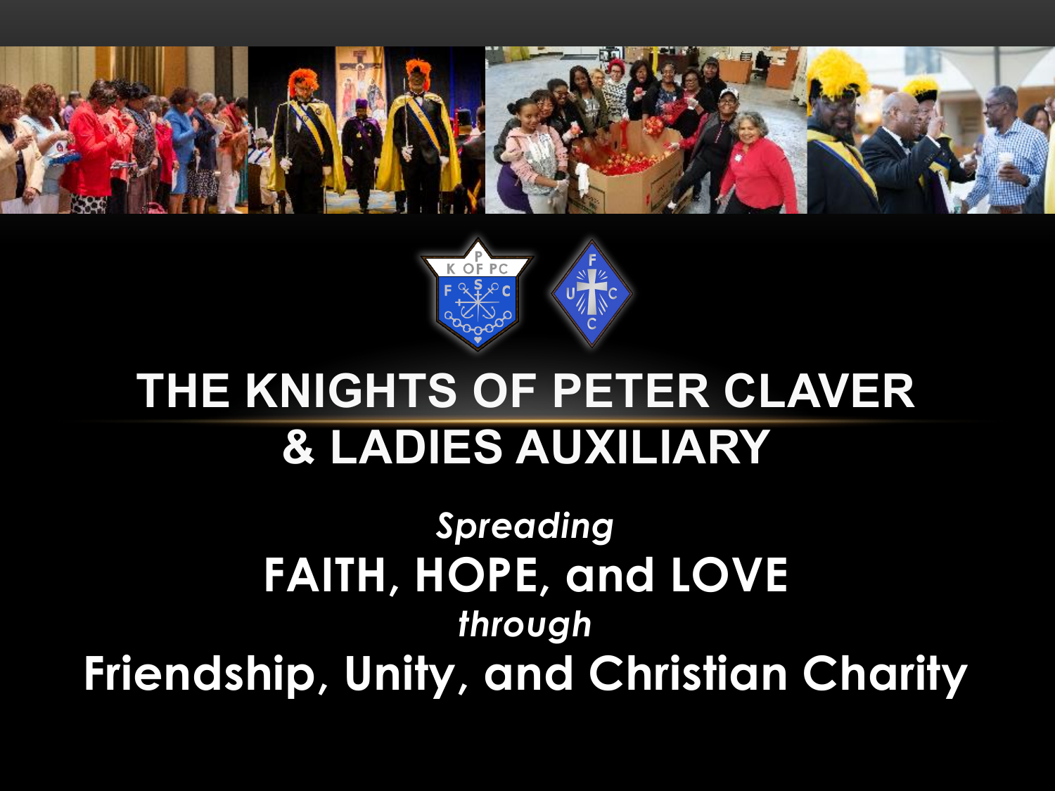# THE KNIGHTS OF PETER CLAVER & LADIES AUXILIARY

*Spreading*

**FAITH, HOPE, and LOVE**

*through*

**Friendship, Unity, and Christian Charity**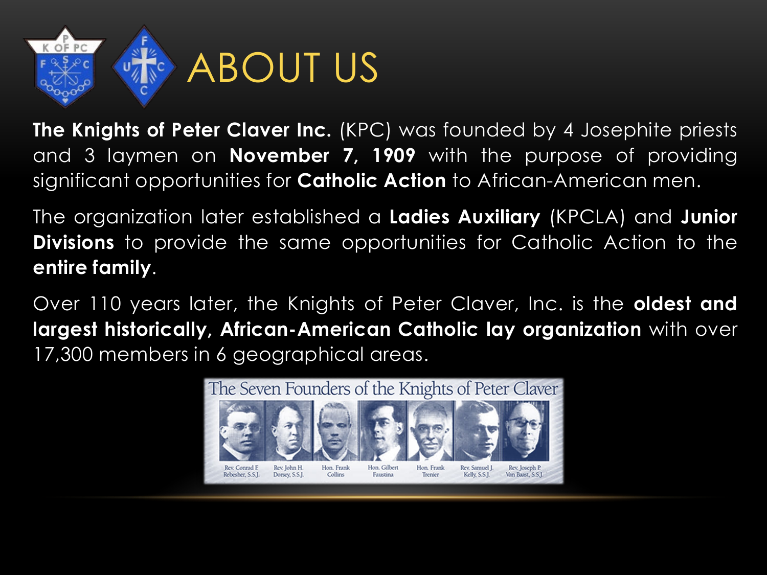# ABOUT US

**The Knights of Peter Claver Inc.** (KPC) was founded by 4 Josephite priests and 3 laymen on **November 7, 1909** with the purpose of providing significant opportunities for **Catholic Action** to African-American men.

The organization later established a **Ladies Auxiliary** (KPCLA) and **Junior Divisions** to provide the same opportunities for Catholic Action to the **entire family**.

Over 110 years later, the Knights of Peter Claver, Inc. is the **oldest and largest historically, African-American Catholic lay organization** with over 17,300 members in 6 geographical areas.

The Seven Founders of the Knights of Peter Claver

Rev. Conrad F. Rebesher, S.S.J. · Rev. John H. Dorsey, S.S.J. · Hon. Frank Collins · Hon. Gilbert Faustina · Hon. Frank Trenier · Rev. Samuel J. Kelly, S.S.J. · Rev. Joseph P. Van Baast, S.S.J.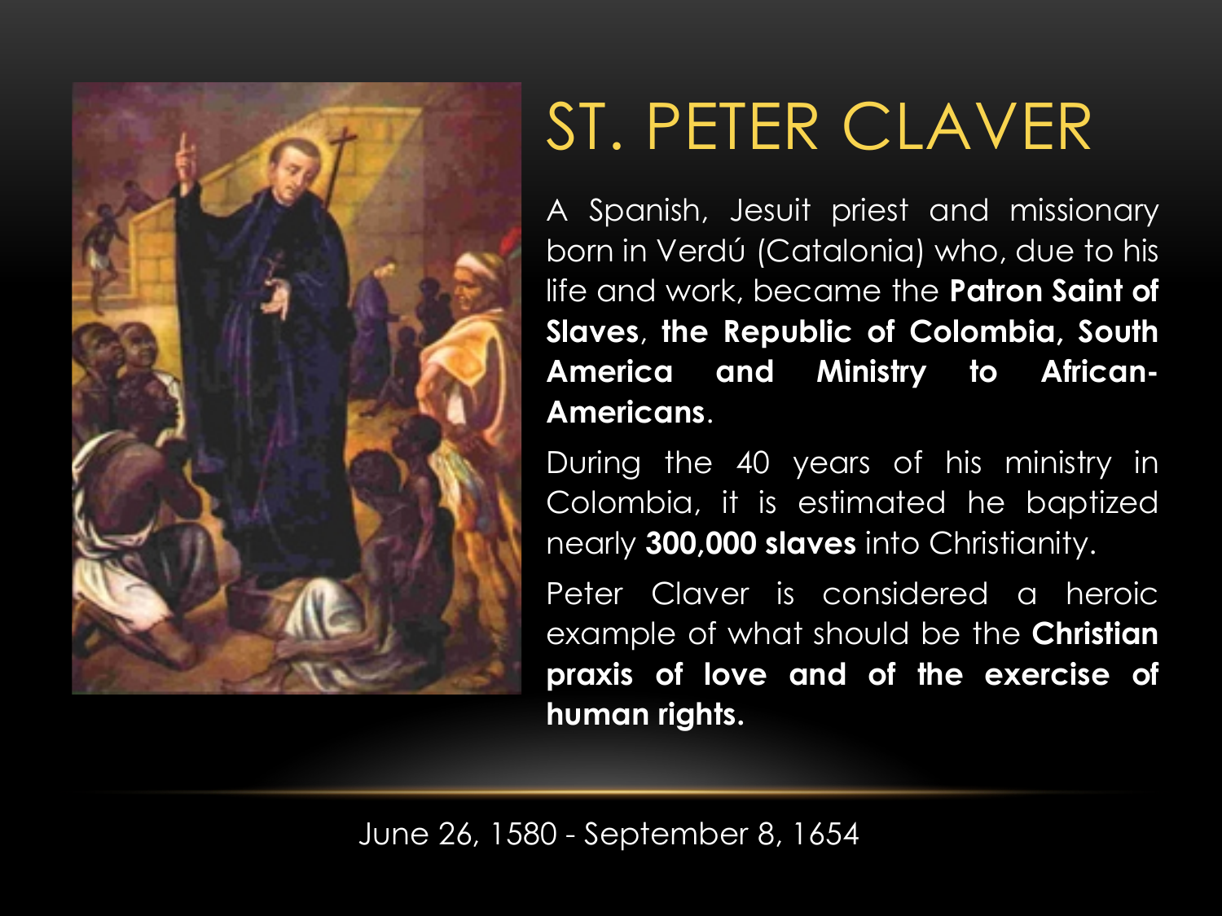# ST. PETER CLAVER

A Spanish, Jesuit priest and missionary born in Verdú (Catalonia) who, due to his life and work, became the **Patron Saint of Slaves**, **the Republic of Colombia, South America and Ministry to African-Americans**.

During the 40 years of his ministry in Colombia, it is estimated he baptized nearly **300,000 slaves** into Christianity.

Peter Claver is considered a heroic example of what should be the **Christian praxis of love and of the exercise of human rights.**

June 26, 1580 - September 8, 1654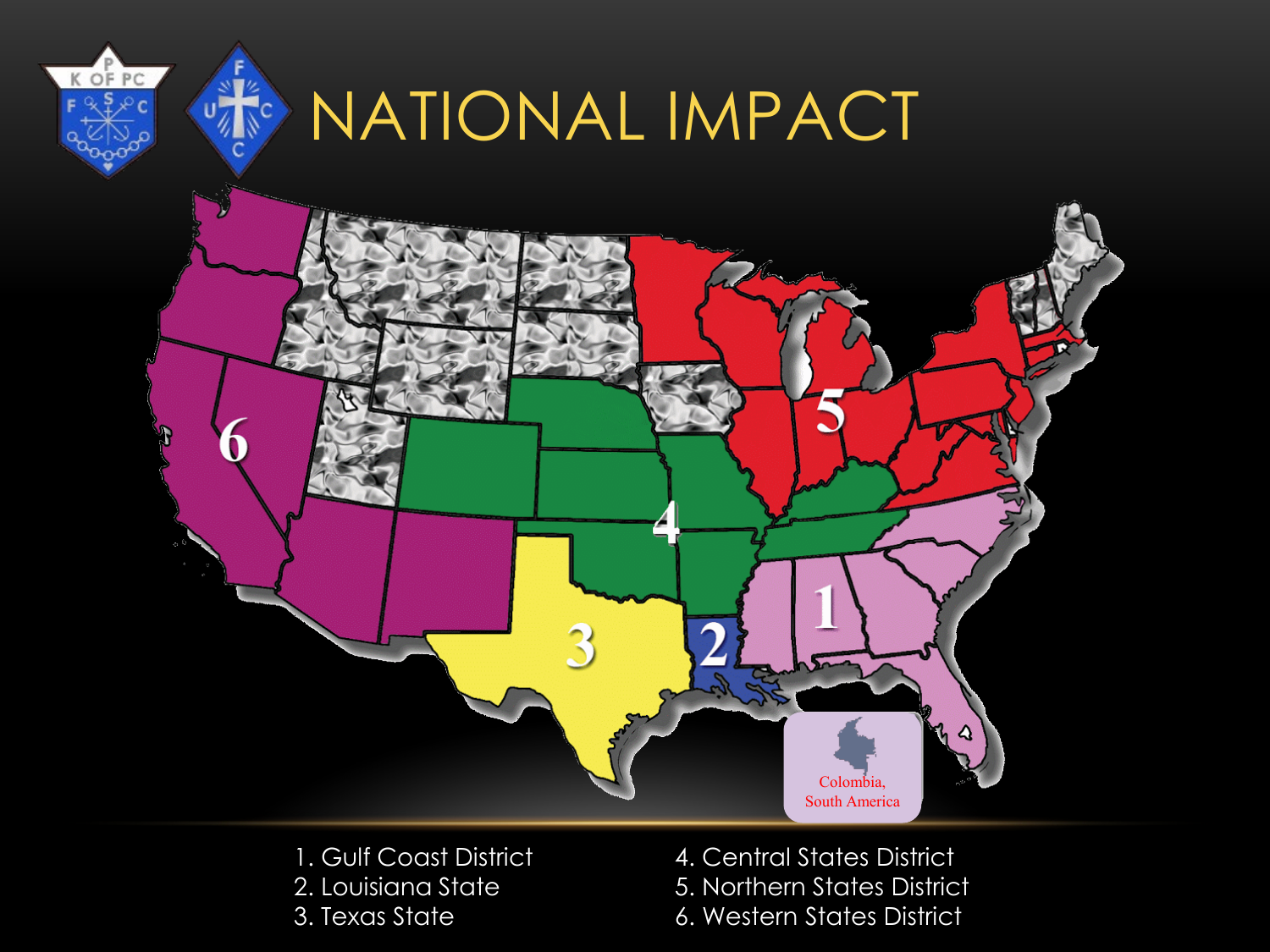# NATIONAL IMPACT

Colombia, South America

1. Gulf Coast District
2. Louisiana State
3. Texas State
4. Central States District
5. Northern States District
6. Western States District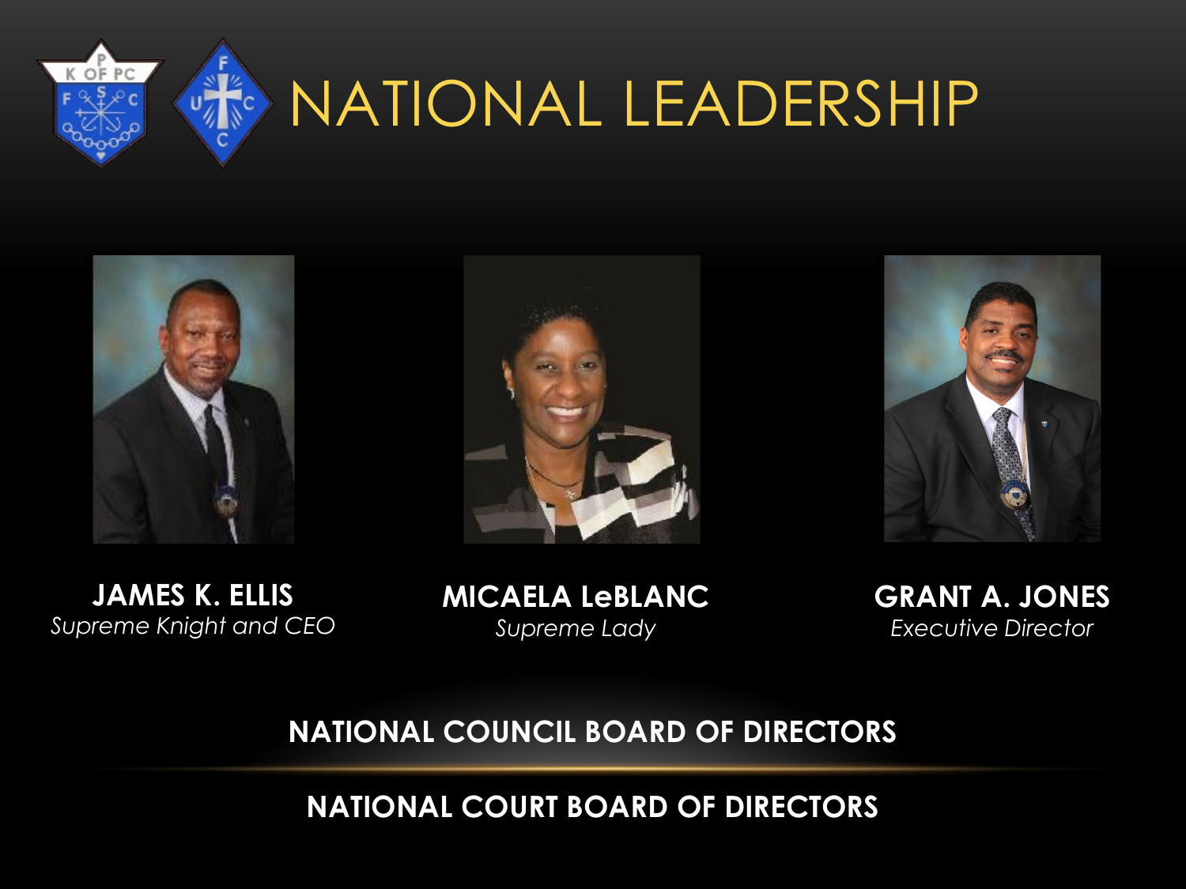# NATIONAL LEADERSHIP

**JAMES K. ELLIS**
*Supreme Knight and CEO*

**MICAELA LeBLANC**
*Supreme Lady*

**GRANT A. JONES**
*Executive Director*

**NATIONAL COUNCIL BOARD OF DIRECTORS**

**NATIONAL COURT BOARD OF DIRECTORS**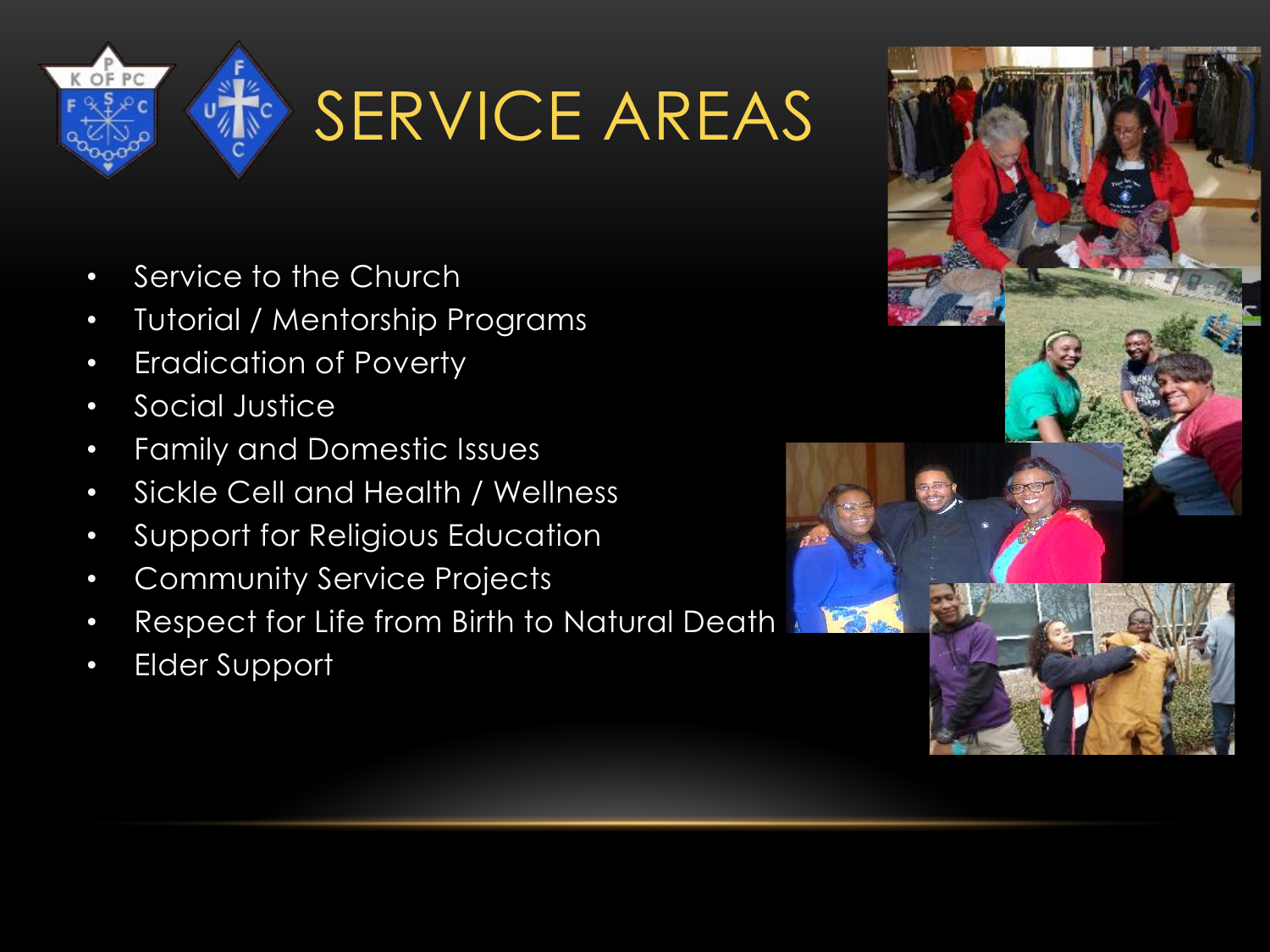# SERVICE AREAS

- Service to the Church
- Tutorial / Mentorship Programs
- Eradication of Poverty
- Social Justice
- Family and Domestic Issues
- Sickle Cell and Health / Wellness
- Support for Religious Education
- Community Service Projects
- Respect for Life from Birth to Natural Death
- Elder Support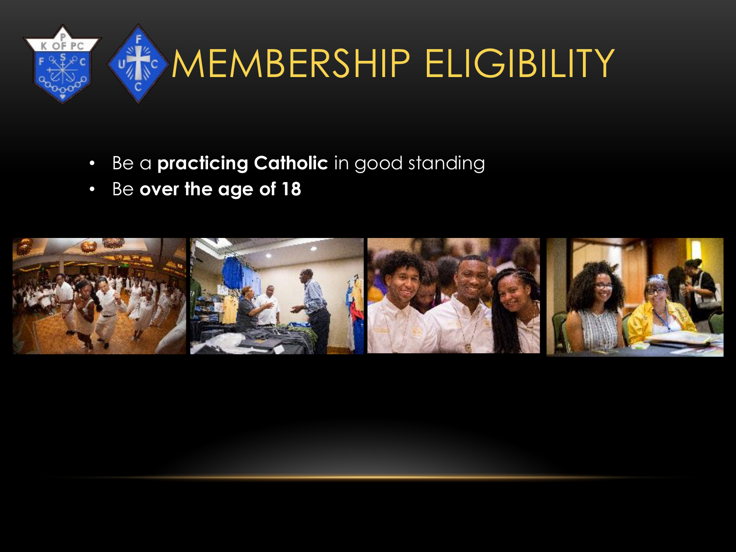# MEMBERSHIP ELIGIBILITY

- Be a **practicing Catholic** in good standing
- Be **over the age of 18**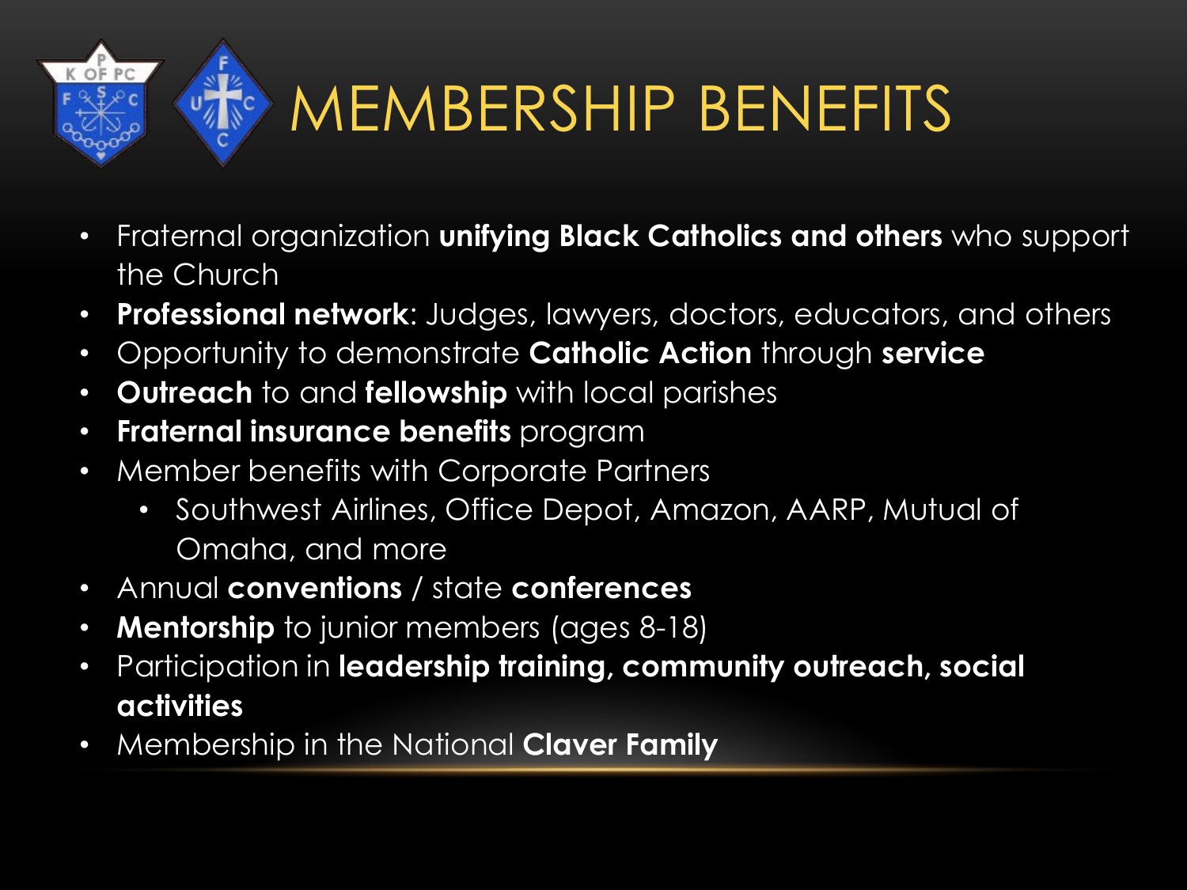# MEMBERSHIP BENEFITS

- Fraternal organization **unifying Black Catholics and others** who support the Church
- **Professional network**: Judges, lawyers, doctors, educators, and others
- Opportunity to demonstrate **Catholic Action** through **service**
- **Outreach** to and **fellowship** with local parishes
- **Fraternal insurance benefits** program
- Member benefits with Corporate Partners
  - Southwest Airlines, Office Depot, Amazon, AARP, Mutual of Omaha, and more
- Annual **conventions** / state **conferences**
- **Mentorship** to junior members (ages 8-18)
- Participation in **leadership training, community outreach, social activities**
- Membership in the National **Claver Family**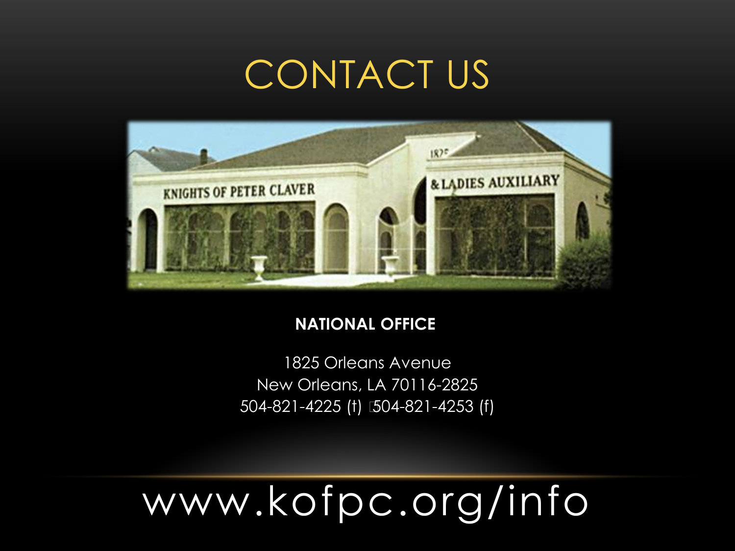# CONTACT US

**NATIONAL OFFICE**

1825 Orleans Avenue
New Orleans, LA 70116-2825
504-821-4225 (t) 504-821-4253 (f)

www.kofpc.org/info